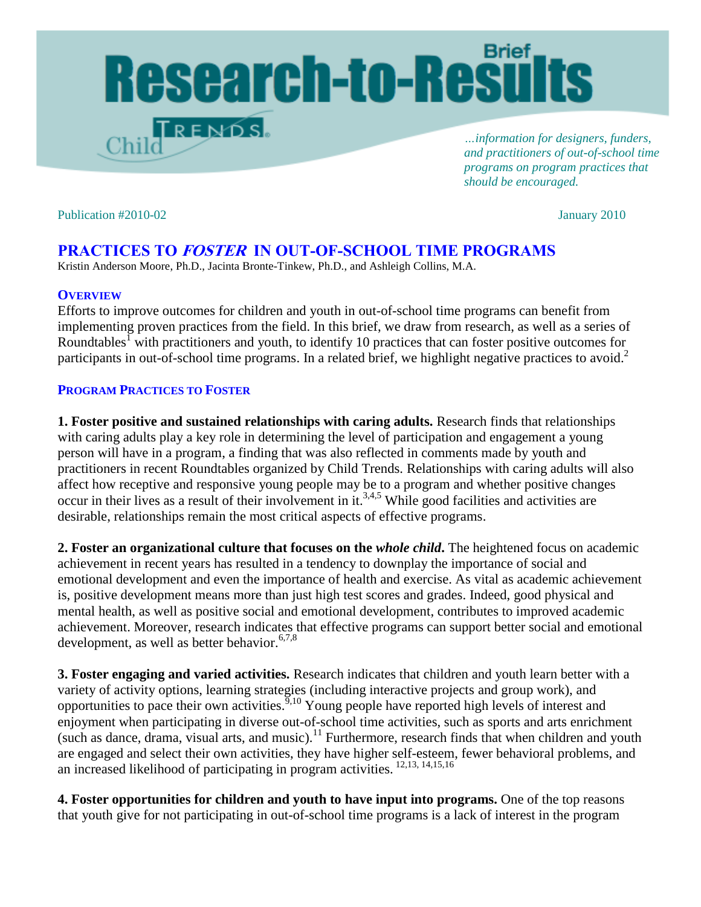# Research-to-Results Brief

Child Trends

*...information for designers, funders, and practitioners of out-of-school time programs on program practices that should be encouraged.*

Publication #2010-02

January 2010

## PRACTICES TO *FOSTER* IN OUT-OF-SCHOOL TIME PROGRAMS

Kristin Anderson Moore, Ph.D., Jacinta Bronte-Tinkew, Ph.D., and Ashleigh Collins, M.A.

### OVERVIEW

Efforts to improve outcomes for children and youth in out-of-school time programs can benefit from implementing proven practices from the field. In this brief, we draw from research, as well as a series of Roundtables[1] with practitioners and youth, to identify 10 practices that can foster positive outcomes for participants in out-of-school time programs. In a related brief, we highlight negative practices to avoid.[2]

### PROGRAM PRACTICES TO FOSTER

**1. Foster positive and sustained relationships with caring adults.** Research finds that relationships with caring adults play a key role in determining the level of participation and engagement a young person will have in a program, a finding that was also reflected in comments made by youth and practitioners in recent Roundtables organized by Child Trends. Relationships with caring adults will also affect how receptive and responsive young people may be to a program and whether positive changes occur in their lives as a result of their involvement in it.[3,4,5] While good facilities and activities are desirable, relationships remain the most critical aspects of effective programs.

**2. Foster an organizational culture that focuses on the *whole child*.** The heightened focus on academic achievement in recent years has resulted in a tendency to downplay the importance of social and emotional development and even the importance of health and exercise. As vital as academic achievement is, positive development means more than just high test scores and grades. Indeed, good physical and mental health, as well as positive social and emotional development, contributes to improved academic achievement. Moreover, research indicates that effective programs can support better social and emotional development, as well as better behavior.[6,7,8]

**3. Foster engaging and varied activities.** Research indicates that children and youth learn better with a variety of activity options, learning strategies (including interactive projects and group work), and opportunities to pace their own activities.[9,10] Young people have reported high levels of interest and enjoyment when participating in diverse out-of-school time activities, such as sports and arts enrichment (such as dance, drama, visual arts, and music).[11] Furthermore, research finds that when children and youth are engaged and select their own activities, they have higher self-esteem, fewer behavioral problems, and an increased likelihood of participating in program activities.[12,13,14,15,16]

**4. Foster opportunities for children and youth to have input into programs.** One of the top reasons that youth give for not participating in out-of-school time programs is a lack of interest in the program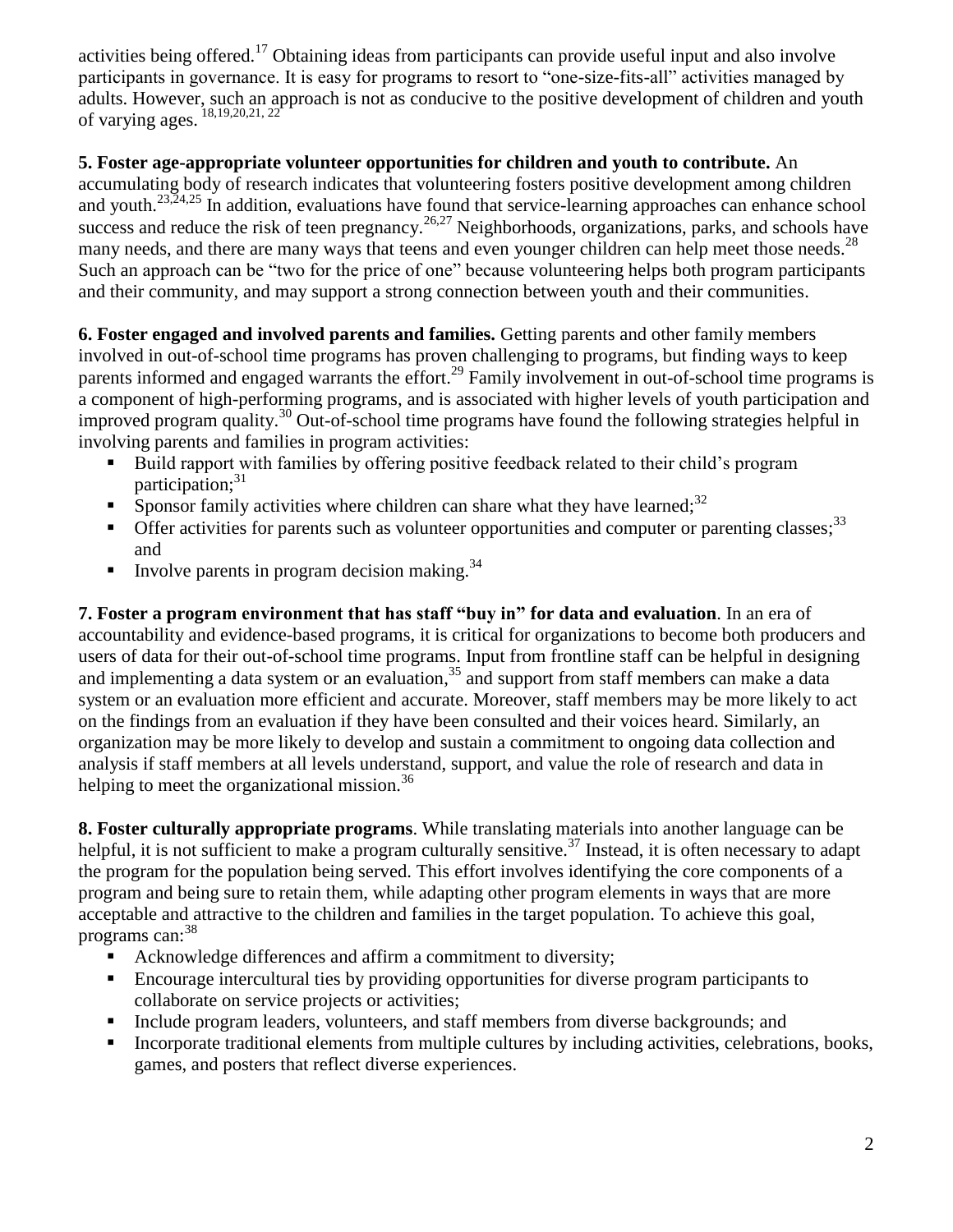activities being offered.[17] Obtaining ideas from participants can provide useful input and also involve participants in governance. It is easy for programs to resort to "one-size-fits-all" activities managed by adults. However, such an approach is not as conducive to the positive development of children and youth of varying ages. [18,19,20,21, 22]

**5. Foster age-appropriate volunteer opportunities for children and youth to contribute.** An accumulating body of research indicates that volunteering fosters positive development among children and youth.[23,24,25] In addition, evaluations have found that service-learning approaches can enhance school success and reduce the risk of teen pregnancy.[26,27] Neighborhoods, organizations, parks, and schools have many needs, and there are many ways that teens and even younger children can help meet those needs.[28] Such an approach can be "two for the price of one" because volunteering helps both program participants and their community, and may support a strong connection between youth and their communities.

**6. Foster engaged and involved parents and families.** Getting parents and other family members involved in out-of-school time programs has proven challenging to programs, but finding ways to keep parents informed and engaged warrants the effort.[29] Family involvement in out-of-school time programs is a component of high-performing programs, and is associated with higher levels of youth participation and improved program quality.[30] Out-of-school time programs have found the following strategies helpful in involving parents and families in program activities:

- Build rapport with families by offering positive feedback related to their child's program participation;[31]
- Sponsor family activities where children can share what they have learned;[32]
- Offer activities for parents such as volunteer opportunities and computer or parenting classes;[33] and
- Involve parents in program decision making.[34]

**7. Foster a program environment that has staff "buy in" for data and evaluation**. In an era of accountability and evidence-based programs, it is critical for organizations to become both producers and users of data for their out-of-school time programs. Input from frontline staff can be helpful in designing and implementing a data system or an evaluation,[35] and support from staff members can make a data system or an evaluation more efficient and accurate. Moreover, staff members may be more likely to act on the findings from an evaluation if they have been consulted and their voices heard. Similarly, an organization may be more likely to develop and sustain a commitment to ongoing data collection and analysis if staff members at all levels understand, support, and value the role of research and data in helping to meet the organizational mission.[36]

**8. Foster culturally appropriate programs**. While translating materials into another language can be helpful, it is not sufficient to make a program culturally sensitive.[37] Instead, it is often necessary to adapt the program for the population being served. This effort involves identifying the core components of a program and being sure to retain them, while adapting other program elements in ways that are more acceptable and attractive to the children and families in the target population. To achieve this goal, programs can:[38]

- Acknowledge differences and affirm a commitment to diversity;
- Encourage intercultural ties by providing opportunities for diverse program participants to collaborate on service projects or activities;
- Include program leaders, volunteers, and staff members from diverse backgrounds; and
- Incorporate traditional elements from multiple cultures by including activities, celebrations, books, games, and posters that reflect diverse experiences.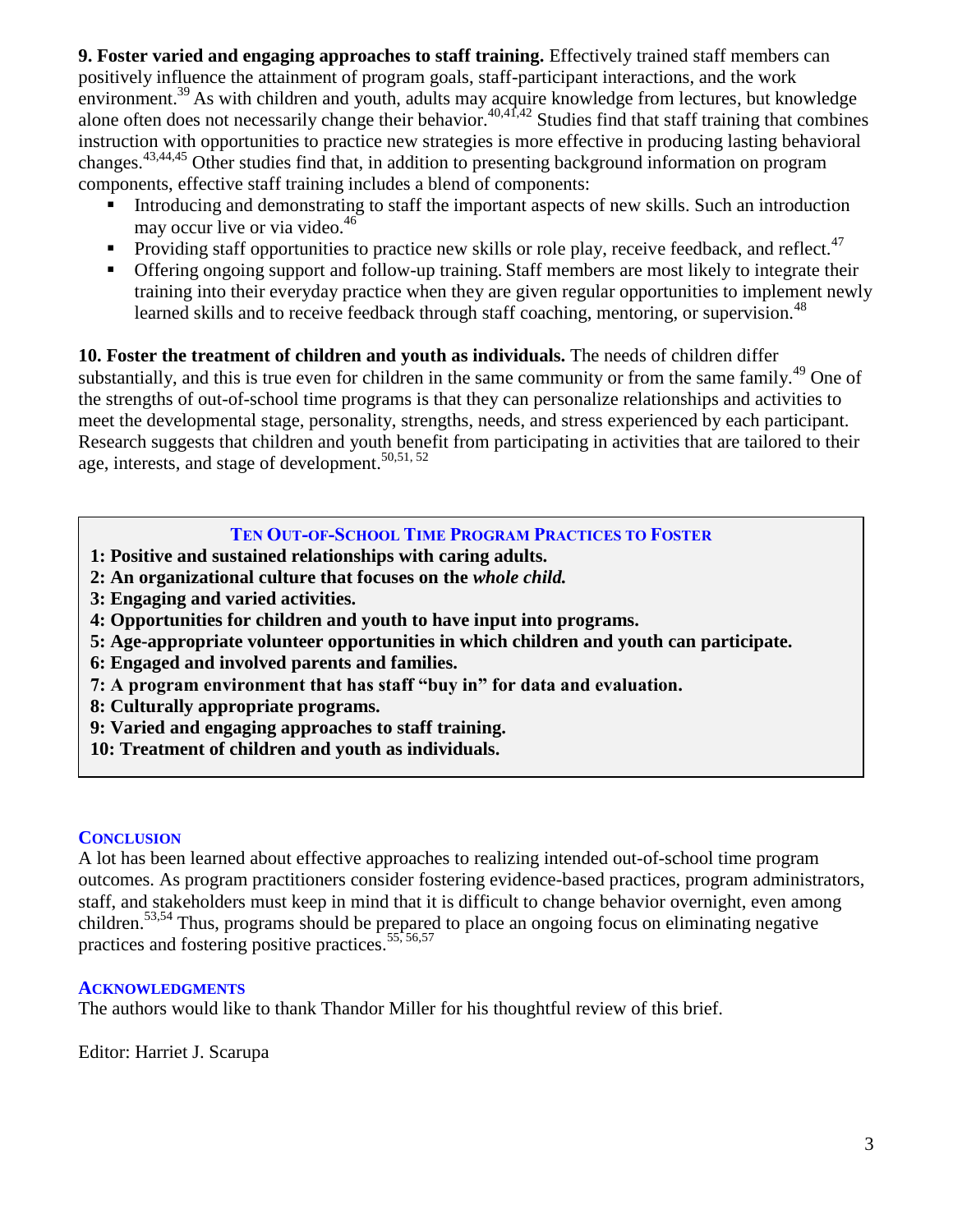**9. Foster varied and engaging approaches to staff training.** Effectively trained staff members can positively influence the attainment of program goals, staff-participant interactions, and the work environment.[39] As with children and youth, adults may acquire knowledge from lectures, but knowledge alone often does not necessarily change their behavior.[40,41,42] Studies find that staff training that combines instruction with opportunities to practice new strategies is more effective in producing lasting behavioral changes.[43,44,45] Other studies find that, in addition to presenting background information on program components, effective staff training includes a blend of components:

- Introducing and demonstrating to staff the important aspects of new skills. Such an introduction may occur live or via video.[46]
- Providing staff opportunities to practice new skills or role play, receive feedback, and reflect.[47]
- Offering ongoing support and follow-up training. Staff members are most likely to integrate their training into their everyday practice when they are given regular opportunities to implement newly learned skills and to receive feedback through staff coaching, mentoring, or supervision.[48]

**10. Foster the treatment of children and youth as individuals.** The needs of children differ substantially, and this is true even for children in the same community or from the same family.[49] One of the strengths of out-of-school time programs is that they can personalize relationships and activities to meet the developmental stage, personality, strengths, needs, and stress experienced by each participant. Research suggests that children and youth benefit from participating in activities that are tailored to their age, interests, and stage of development.[50,51, 52]

### Ten Out-of-School Time Program Practices to Foster

**1: Positive and sustained relationships with caring adults.**
**2: An organizational culture that focuses on the *whole child.***
**3: Engaging and varied activities.**
**4: Opportunities for children and youth to have input into programs.**
**5: Age-appropriate volunteer opportunities in which children and youth can participate.**
**6: Engaged and involved parents and families.**
**7: A program environment that has staff "buy in" for data and evaluation.**
**8: Culturally appropriate programs.**
**9: Varied and engaging approaches to staff training.**
**10: Treatment of children and youth as individuals.**

## Conclusion

A lot has been learned about effective approaches to realizing intended out-of-school time program outcomes. As program practitioners consider fostering evidence-based practices, program administrators, staff, and stakeholders must keep in mind that it is difficult to change behavior overnight, even among children.[53,54] Thus, programs should be prepared to place an ongoing focus on eliminating negative practices and fostering positive practices.[55, 56,57]

## Acknowledgments

The authors would like to thank Thandor Miller for his thoughtful review of this brief.

Editor: Harriet J. Scarupa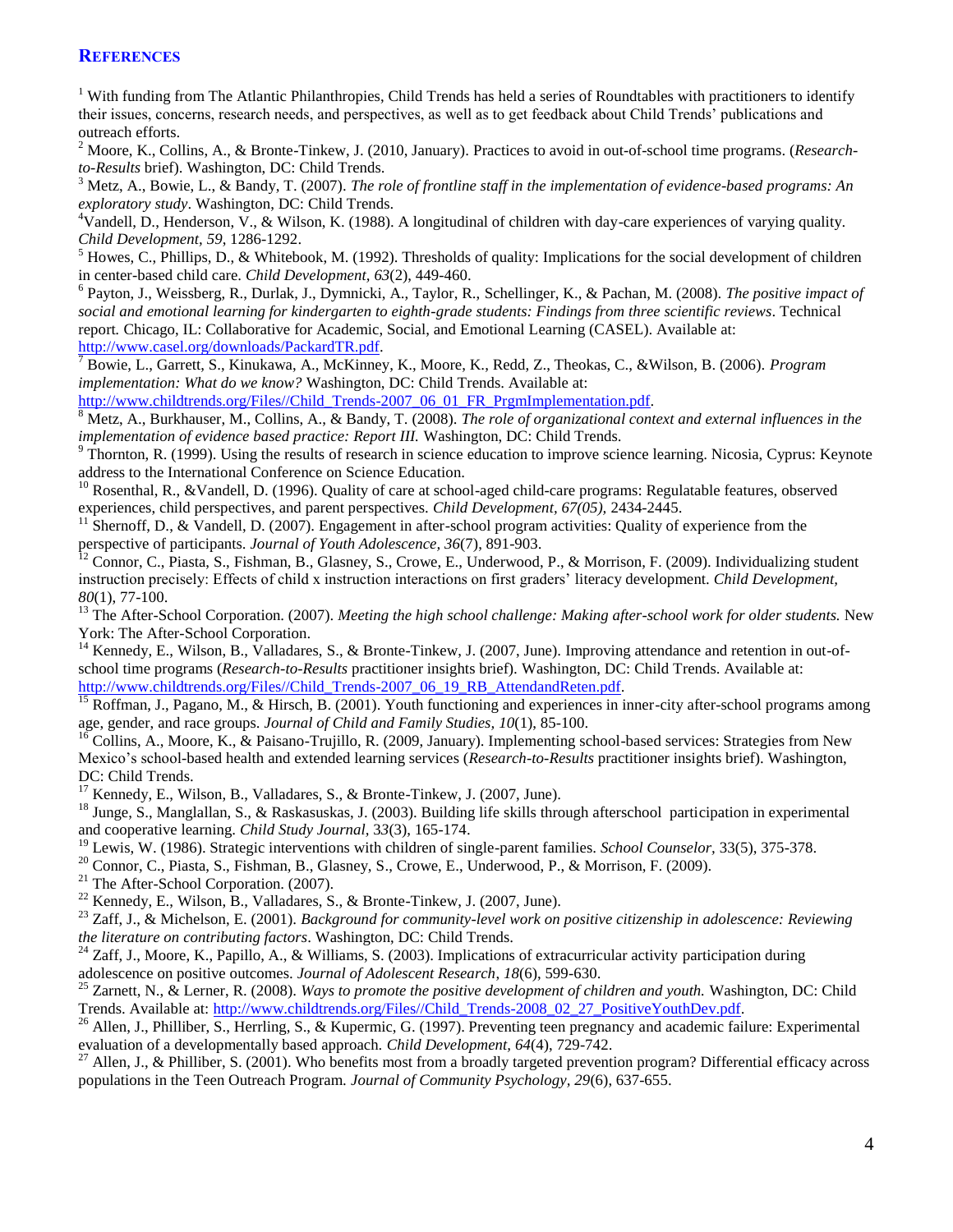## REFERENCES

[1] With funding from The Atlantic Philanthropies, Child Trends has held a series of Roundtables with practitioners to identify their issues, concerns, research needs, and perspectives, as well as to get feedback about Child Trends' publications and outreach efforts.

[2] Moore, K., Collins, A., & Bronte-Tinkew, J. (2010, January). Practices to avoid in out-of-school time programs. (*Research-to-Results* brief). Washington, DC: Child Trends.

[3] Metz, A., Bowie, L., & Bandy, T. (2007). *The role of frontline staff in the implementation of evidence-based programs: An exploratory study*. Washington, DC: Child Trends.

[4]Vandell, D., Henderson, V., & Wilson, K. (1988). A longitudinal of children with day-care experiences of varying quality. *Child Development, 59*, 1286-1292.

[5] Howes, C., Phillips, D., & Whitebook, M. (1992). Thresholds of quality: Implications for the social development of children in center-based child care. *Child Development, 63*(2), 449-460.

[6] Payton, J., Weissberg, R., Durlak, J., Dymnicki, A., Taylor, R., Schellinger, K., & Pachan, M. (2008). *The positive impact of social and emotional learning for kindergarten to eighth-grade students: Findings from three scientific reviews*. Technical report. Chicago, IL: Collaborative for Academic, Social, and Emotional Learning (CASEL). Available at: http://www.casel.org/downloads/PackardTR.pdf.

[7] Bowie, L., Garrett, S., Kinukawa, A., McKinney, K., Moore, K., Redd, Z., Theokas, C., &Wilson, B. (2006). *Program implementation: What do we know?* Washington, DC: Child Trends. Available at: http://www.childtrends.org/Files//Child_Trends-2007_06_01_FR_PrgmImplementation.pdf.

[8] Metz, A., Burkhauser, M., Collins, A., & Bandy, T. (2008). *The role of organizational context and external influences in the implementation of evidence based practice: Report III.* Washington, DC: Child Trends.

[9] Thornton, R. (1999). Using the results of research in science education to improve science learning. Nicosia, Cyprus: Keynote address to the International Conference on Science Education.

[10] Rosenthal, R., &Vandell, D. (1996). Quality of care at school-aged child-care programs: Regulatable features, observed experiences, child perspectives, and parent perspectives. *Child Development, 67(05)*, 2434-2445.

[11] Shernoff, D., & Vandell, D. (2007). Engagement in after-school program activities: Quality of experience from the perspective of participants. *Journal of Youth Adolescence, 36*(7), 891-903.

[12] Connor, C., Piasta, S., Fishman, B., Glasney, S., Crowe, E., Underwood, P., & Morrison, F. (2009). Individualizing student instruction precisely: Effects of child x instruction interactions on first graders' literacy development. *Child Development, 80*(1), 77-100.

[13] The After-School Corporation. (2007). *Meeting the high school challenge: Making after-school work for older students.* New York: The After-School Corporation.

[14] Kennedy, E., Wilson, B., Valladares, S., & Bronte-Tinkew, J. (2007, June). Improving attendance and retention in out-of-school time programs (*Research-to-Results* practitioner insights brief). Washington, DC: Child Trends. Available at: http://www.childtrends.org/Files//Child_Trends-2007_06_19_RB_AttendandReten.pdf.

[15] Roffman, J., Pagano, M., & Hirsch, B. (2001). Youth functioning and experiences in inner-city after-school programs among age, gender, and race groups. *Journal of Child and Family Studies, 10*(1), 85-100.

[16] Collins, A., Moore, K., & Paisano-Trujillo, R. (2009, January). Implementing school-based services: Strategies from New Mexico's school-based health and extended learning services (*Research-to-Results* practitioner insights brief). Washington, DC: Child Trends.

[17] Kennedy, E., Wilson, B., Valladares, S., & Bronte-Tinkew, J. (2007, June).

[18] Junge, S., Manglallan, S., & Raskasuskas, J. (2003). Building life skills through afterschool participation in experimental and cooperative learning. *Child Study Journal,* 3*3*(3), 165-174.

[19] Lewis, W. (1986). Strategic interventions with children of single-parent families. *School Counselor,* 33(5), 375-378.

[20] Connor, C., Piasta, S., Fishman, B., Glasney, S., Crowe, E., Underwood, P., & Morrison, F. (2009).

[21] The After-School Corporation. (2007).

[22] Kennedy, E., Wilson, B., Valladares, S., & Bronte-Tinkew, J. (2007, June).

[23] Zaff, J., & Michelson, E. (2001). *Background for community-level work on positive citizenship in adolescence: Reviewing the literature on contributing factors*. Washington, DC: Child Trends.

[24] Zaff, J., Moore, K., Papillo, A., & Williams, S. (2003). Implications of extracurricular activity participation during adolescence on positive outcomes. *Journal of Adolescent Research*, *18*(6), 599-630.

[25] Zarnett, N., & Lerner, R. (2008). *Ways to promote the positive development of children and youth.* Washington, DC: Child Trends. Available at: http://www.childtrends.org/Files//Child_Trends-2008_02_27_PositiveYouthDev.pdf.

[26] Allen, J., Philliber, S., Herrling, S., & Kupermic, G. (1997). Preventing teen pregnancy and academic failure: Experimental evaluation of a developmentally based approach. *Child Development, 64*(4), 729-742.

[27] Allen, J., & Philliber, S. (2001). Who benefits most from a broadly targeted prevention program? Differential efficacy across populations in the Teen Outreach Program. *Journal of Community Psychology, 29*(6), 637-655.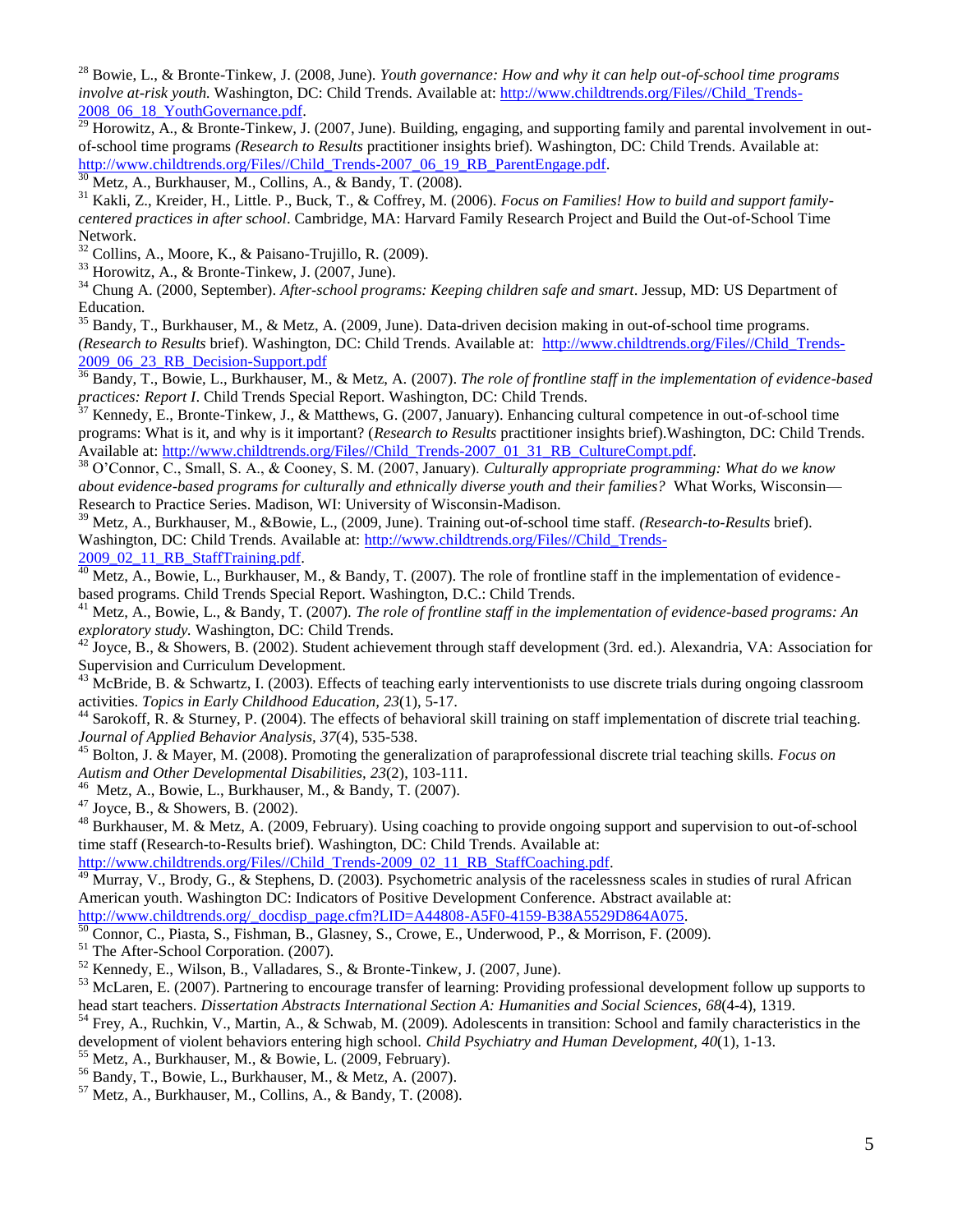[28] Bowie, L., & Bronte-Tinkew, J. (2008, June). *Youth governance: How and why it can help out-of-school time programs involve at-risk youth.* Washington, DC: Child Trends. Available at: http://www.childtrends.org/Files//Child_Trends-2008_06_18_YouthGovernance.pdf.

[29] Horowitz, A., & Bronte-Tinkew, J. (2007, June). Building, engaging, and supporting family and parental involvement in out-of-school time programs *(Research to Results* practitioner insights brief). Washington, DC: Child Trends. Available at: http://www.childtrends.org/Files//Child_Trends-2007_06_19_RB_ParentEngage.pdf.

[30] Metz, A., Burkhauser, M., Collins, A., & Bandy, T. (2008).

[31] Kakli, Z., Kreider, H., Little. P., Buck, T., & Coffrey, M. (2006). *Focus on Families! How to build and support family-centered practices in after school*. Cambridge, MA: Harvard Family Research Project and Build the Out-of-School Time Network.

[32] Collins, A., Moore, K., & Paisano-Trujillo, R. (2009).

[33] Horowitz, A., & Bronte-Tinkew, J. (2007, June).

[34] Chung A. (2000, September). *After-school programs: Keeping children safe and smart*. Jessup, MD: US Department of Education.

[35] Bandy, T., Burkhauser, M., & Metz, A. (2009, June). Data-driven decision making in out-of-school time programs. *(Research to Results* brief). Washington, DC: Child Trends. Available at: http://www.childtrends.org/Files//Child_Trends-2009_06_23_RB_Decision-Support.pdf

[36] Bandy, T., Bowie, L., Burkhauser, M., & Metz, A. (2007). *The role of frontline staff in the implementation of evidence-based practices: Report I*. Child Trends Special Report. Washington, DC: Child Trends.

[37] Kennedy, E., Bronte-Tinkew, J., & Matthews, G. (2007, January). Enhancing cultural competence in out-of-school time programs: What is it, and why is it important? (*Research to Results* practitioner insights brief).Washington, DC: Child Trends. Available at: http://www.childtrends.org/Files//Child_Trends-2007_01_31_RB_CultureCompt.pdf.

[38] O'Connor, C., Small, S. A., & Cooney, S. M. (2007, January). *Culturally appropriate programming: What do we know about evidence-based programs for culturally and ethnically diverse youth and their families?* What Works, Wisconsin—Research to Practice Series. Madison, WI: University of Wisconsin-Madison.

[39] Metz, A., Burkhauser, M., &Bowie, L., (2009, June). Training out-of-school time staff. *(Research-to-Results* brief). Washington, DC: Child Trends. Available at: http://www.childtrends.org/Files//Child_Trends-2009_02_11_RB_StaffTraining.pdf.

[40] Metz, A., Bowie, L., Burkhauser, M., & Bandy, T. (2007). The role of frontline staff in the implementation of evidence-based programs. Child Trends Special Report. Washington, D.C.: Child Trends.

[41] Metz, A., Bowie, L., & Bandy, T. (2007). *The role of frontline staff in the implementation of evidence-based programs: An exploratory study.* Washington, DC: Child Trends.

[42] Joyce, B., & Showers, B. (2002). Student achievement through staff development (3rd. ed.). Alexandria, VA: Association for Supervision and Curriculum Development.

[43] McBride, B. & Schwartz, I. (2003). Effects of teaching early interventionists to use discrete trials during ongoing classroom activities. *Topics in Early Childhood Education, 23*(1), 5-17.

[44] Sarokoff, R. & Sturney, P. (2004). The effects of behavioral skill training on staff implementation of discrete trial teaching. *Journal of Applied Behavior Analysis, 37*(4), 535-538.

[45] Bolton, J. & Mayer, M. (2008). Promoting the generalization of paraprofessional discrete trial teaching skills. *Focus on Autism and Other Developmental Disabilities, 23*(2), 103-111.

[46] Metz, A., Bowie, L., Burkhauser, M., & Bandy, T. (2007).

[47] Joyce, B., & Showers, B. (2002).

[48] Burkhauser, M. & Metz, A. (2009, February). Using coaching to provide ongoing support and supervision to out-of-school time staff (Research-to-Results brief). Washington, DC: Child Trends. Available at: http://www.childtrends.org/Files//Child_Trends-2009_02_11_RB_StaffCoaching.pdf.

[49] Murray, V., Brody, G., & Stephens, D. (2003). Psychometric analysis of the racelessness scales in studies of rural African American youth. Washington DC: Indicators of Positive Development Conference. Abstract available at: http://www.childtrends.org/_docdisp_page.cfm?LID=A44808-A5F0-4159-B38A5529D864A075.

[50] Connor, C., Piasta, S., Fishman, B., Glasney, S., Crowe, E., Underwood, P., & Morrison, F. (2009).

[51] The After-School Corporation. (2007).

[52] Kennedy, E., Wilson, B., Valladares, S., & Bronte-Tinkew, J. (2007, June).

[53] McLaren, E. (2007). Partnering to encourage transfer of learning: Providing professional development follow up supports to head start teachers. *Dissertation Abstracts International Section A: Humanities and Social Sciences, 68*(4-4), 1319.

[54] Frey, A., Ruchkin, V., Martin, A., & Schwab, M. (2009). Adolescents in transition: School and family characteristics in the development of violent behaviors entering high school. *Child Psychiatry and Human Development, 40*(1), 1-13.

[55] Metz, A., Burkhauser, M., & Bowie, L. (2009, February).

[56] Bandy, T., Bowie, L., Burkhauser, M., & Metz, A. (2007).

[57] Metz, A., Burkhauser, M., Collins, A., & Bandy, T. (2008).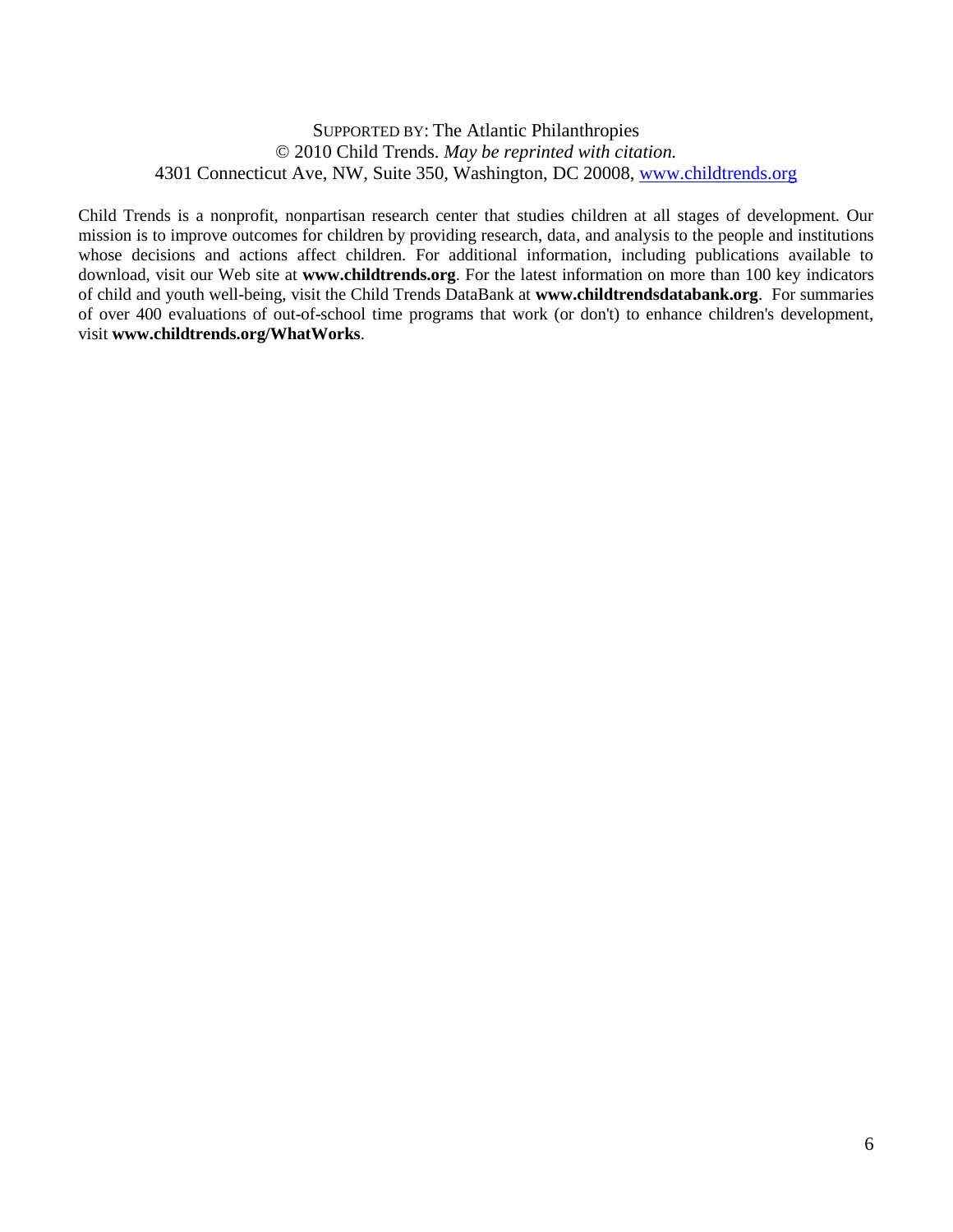SUPPORTED BY: The Atlantic Philanthropies
© 2010 Child Trends. *May be reprinted with citation.*
4301 Connecticut Ave, NW, Suite 350, Washington, DC 20008, www.childtrends.org

Child Trends is a nonprofit, nonpartisan research center that studies children at all stages of development. Our mission is to improve outcomes for children by providing research, data, and analysis to the people and institutions whose decisions and actions affect children. For additional information, including publications available to download, visit our Web site at **www.childtrends.org**. For the latest information on more than 100 key indicators of child and youth well-being, visit the Child Trends DataBank at **www.childtrendsdatabank.org**. For summaries of over 400 evaluations of out-of-school time programs that work (or don't) to enhance children's development, visit **www.childtrends.org/WhatWorks**.